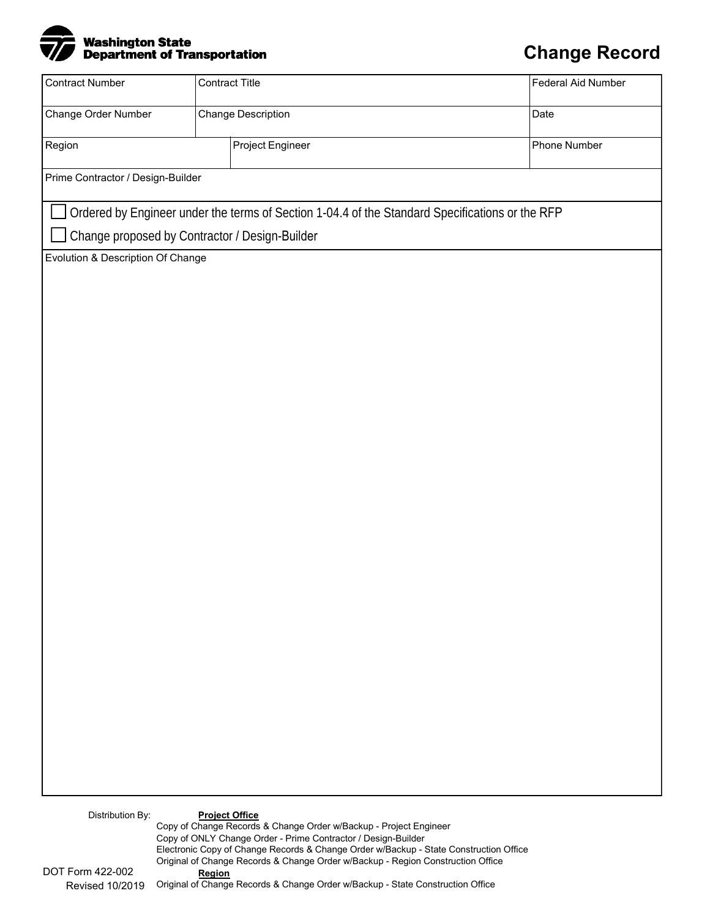Washington State Department of Transportation

# Change Record

| Contract Number | Contract Title | Federal Aid Number |
|---|---|---|
| | | |
| **Change Order Number** | **Change Description** | **Date** |
| | | |
| **Region** | **Project Engineer** | **Phone Number** |
| | | |

Prime Contractor / Design-Builder

☐ Ordered by Engineer under the terms of Section 1-04.4 of the Standard Specifications or the RFP

☐ Change proposed by Contractor / Design-Builder

Evolution & Description Of Change

Distribution By:

**Project Office**

Copy of Change Records & Change Order w/Backup - Project Engineer
Copy of ONLY Change Order - Prime Contractor / Design-Builder
Electronic Copy of Change Records & Change Order w/Backup - State Construction Office
Original of Change Records & Change Order w/Backup - Region Construction Office

**Region**

Original of Change Records & Change Order w/Backup - State Construction Office

DOT Form 422-002
Revised 10/2019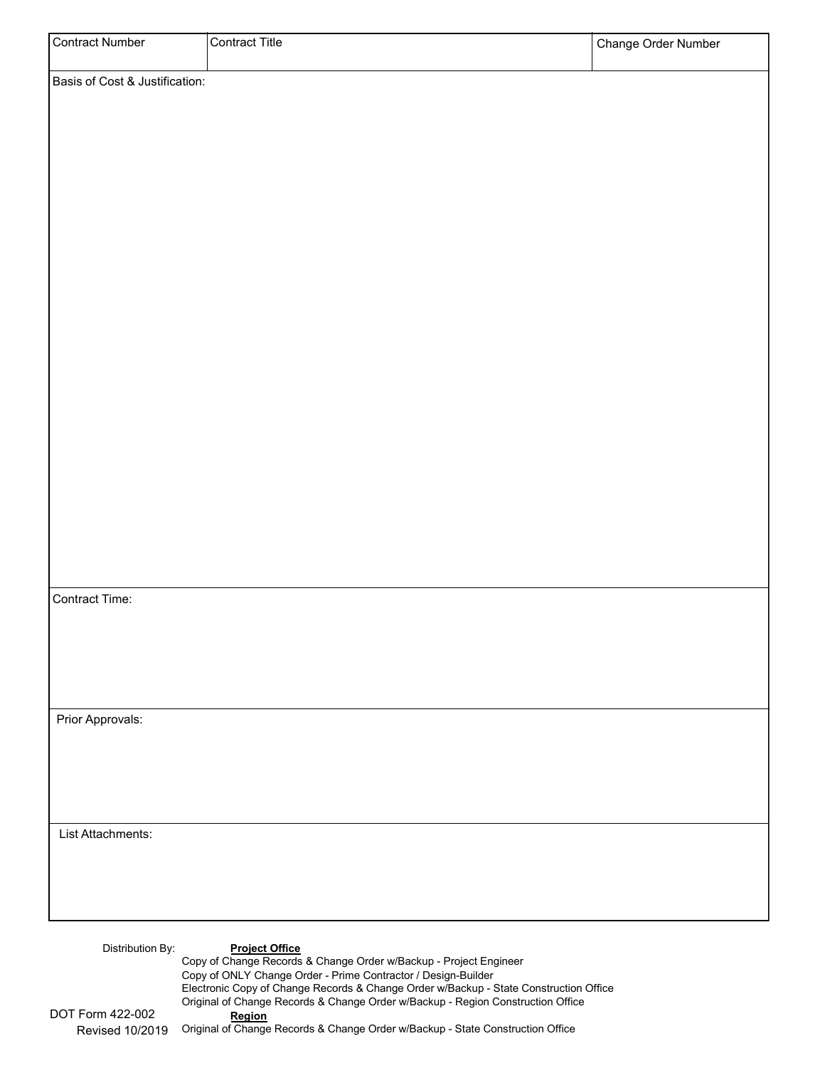| Contract Number | Contract Title | Change Order Number |
| --- | --- | --- |
| | | |

Basis of Cost & Justification:

Contract Time:

Prior Approvals:

List Attachments:

Distribution By:

**Project Office**

Copy of Change Records & Change Order w/Backup - Project Engineer
Copy of ONLY Change Order - Prime Contractor / Design-Builder
Electronic Copy of Change Records & Change Order w/Backup - State Construction Office
Original of Change Records & Change Order w/Backup - Region Construction Office

**Region**

Original of Change Records & Change Order w/Backup - State Construction Office

DOT Form 422-002
Revised 10/2019